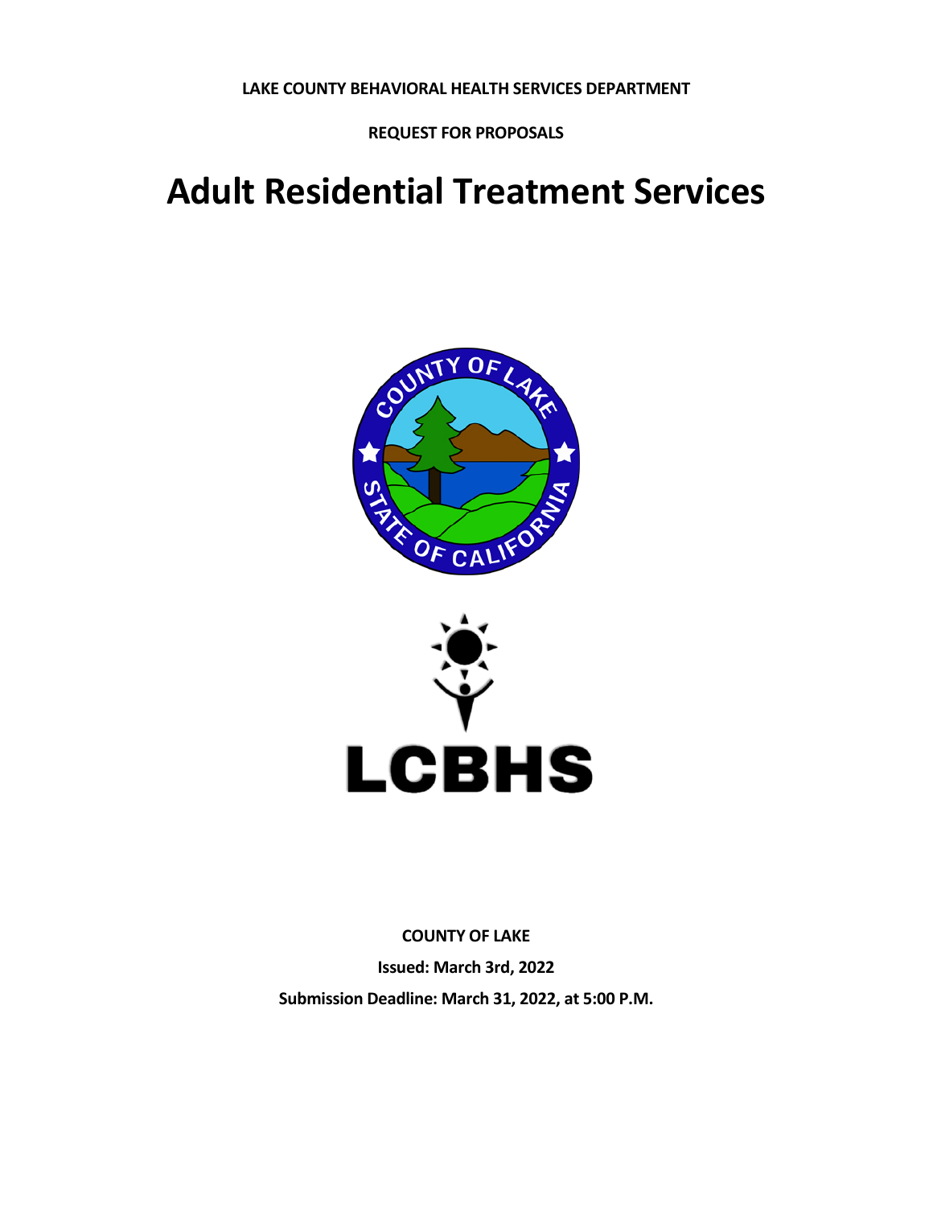**LAKE COUNTY BEHAVIORAL HEALTH SERVICES DEPARTMENT**

**REQUEST FOR PROPOSALS**

# Adult Residential Treatment Services

**COUNTY OF LAKE**

**Issued: March 3rd, 2022**

**Submission Deadline: March 31, 2022, at 5:00 P.M.**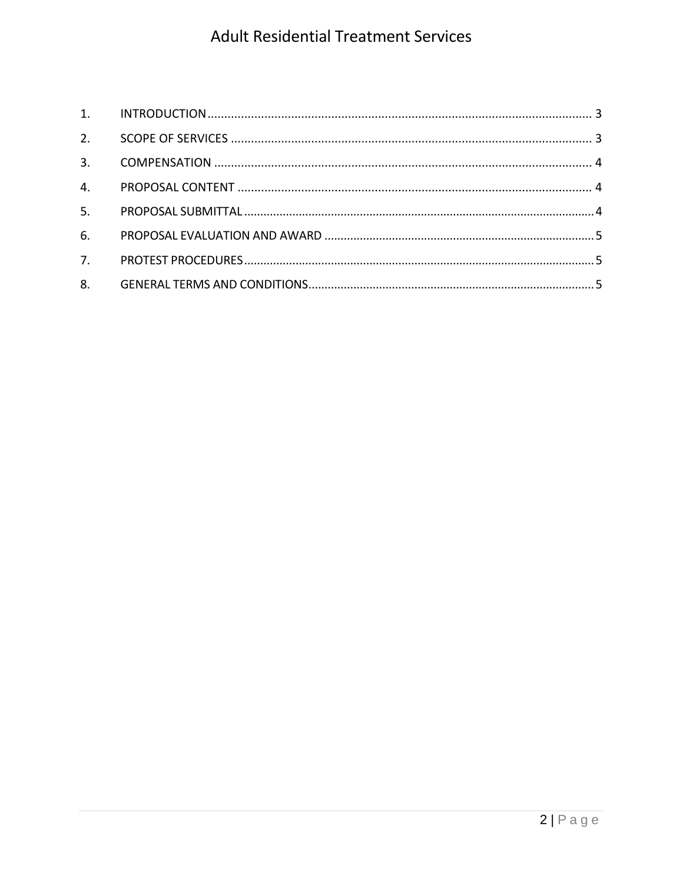1. INTRODUCTION ........................................................................................................ 3
2. SCOPE OF SERVICES ................................................................................................ 3
3. COMPENSATION ...................................................................................................... 4
4. PROPOSAL CONTENT .............................................................................................. 4
5. PROPOSAL SUBMITTAL ............................................................................................ 4
6. PROPOSAL EVALUATION AND AWARD ................................................................... 5
7. PROTEST PROCEDURES ........................................................................................... 5
8. GENERAL TERMS AND CONDITIONS ....................................................................... 5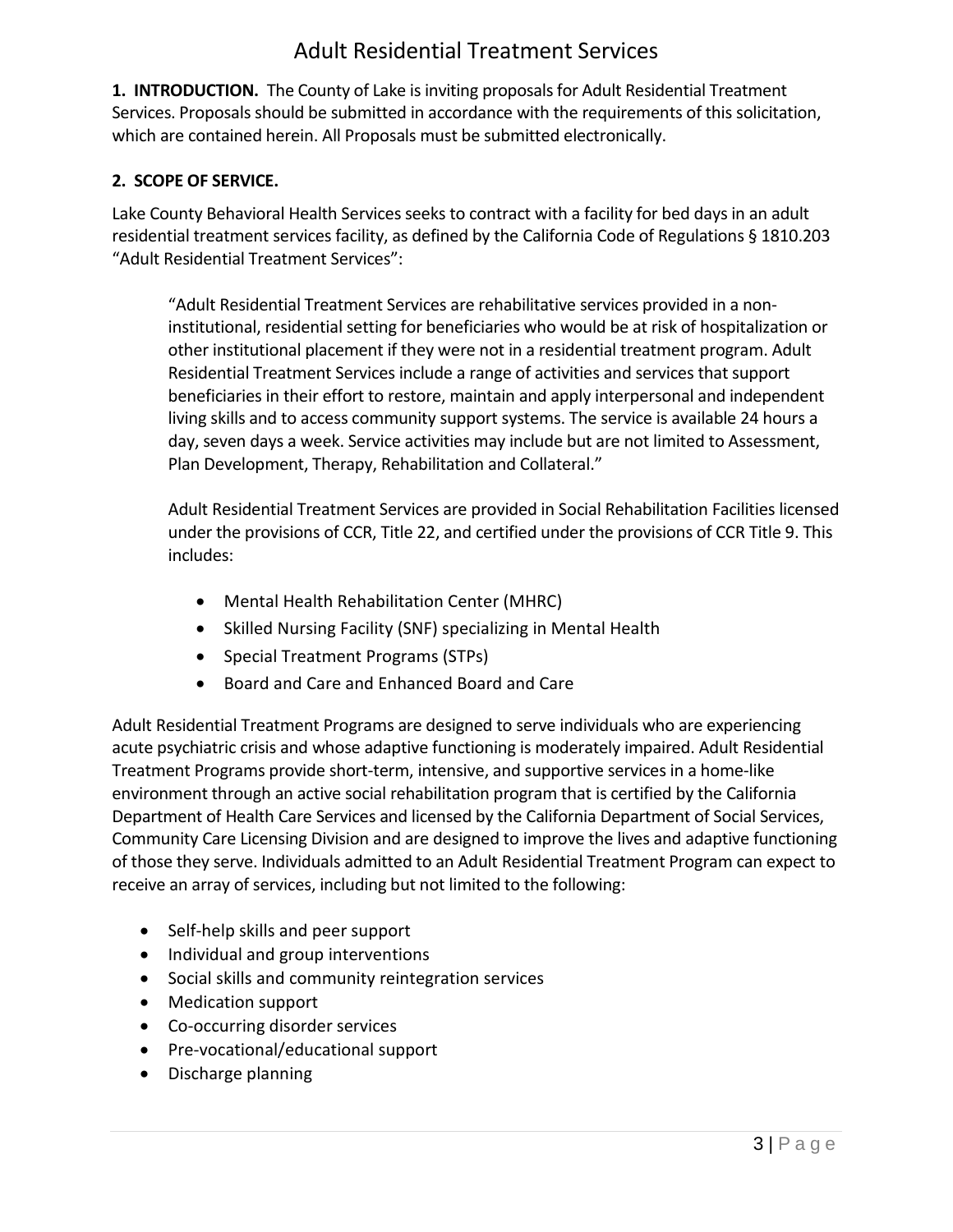# Adult Residential Treatment Services

**1. INTRODUCTION.** The County of Lake is inviting proposals for Adult Residential Treatment Services. Proposals should be submitted in accordance with the requirements of this solicitation, which are contained herein. All Proposals must be submitted electronically.

**2. SCOPE OF SERVICE.**

Lake County Behavioral Health Services seeks to contract with a facility for bed days in an adult residential treatment services facility, as defined by the California Code of Regulations § 1810.203 "Adult Residential Treatment Services":

> "Adult Residential Treatment Services are rehabilitative services provided in a non-institutional, residential setting for beneficiaries who would be at risk of hospitalization or other institutional placement if they were not in a residential treatment program. Adult Residential Treatment Services include a range of activities and services that support beneficiaries in their effort to restore, maintain and apply interpersonal and independent living skills and to access community support systems. The service is available 24 hours a day, seven days a week. Service activities may include but are not limited to Assessment, Plan Development, Therapy, Rehabilitation and Collateral."
>
> Adult Residential Treatment Services are provided in Social Rehabilitation Facilities licensed under the provisions of CCR, Title 22, and certified under the provisions of CCR Title 9. This includes:
>
> - Mental Health Rehabilitation Center (MHRC)
> - Skilled Nursing Facility (SNF) specializing in Mental Health
> - Special Treatment Programs (STPs)
> - Board and Care and Enhanced Board and Care

Adult Residential Treatment Programs are designed to serve individuals who are experiencing acute psychiatric crisis and whose adaptive functioning is moderately impaired. Adult Residential Treatment Programs provide short-term, intensive, and supportive services in a home-like environment through an active social rehabilitation program that is certified by the California Department of Health Care Services and licensed by the California Department of Social Services, Community Care Licensing Division and are designed to improve the lives and adaptive functioning of those they serve. Individuals admitted to an Adult Residential Treatment Program can expect to receive an array of services, including but not limited to the following:

- Self-help skills and peer support
- Individual and group interventions
- Social skills and community reintegration services
- Medication support
- Co-occurring disorder services
- Pre-vocational/educational support
- Discharge planning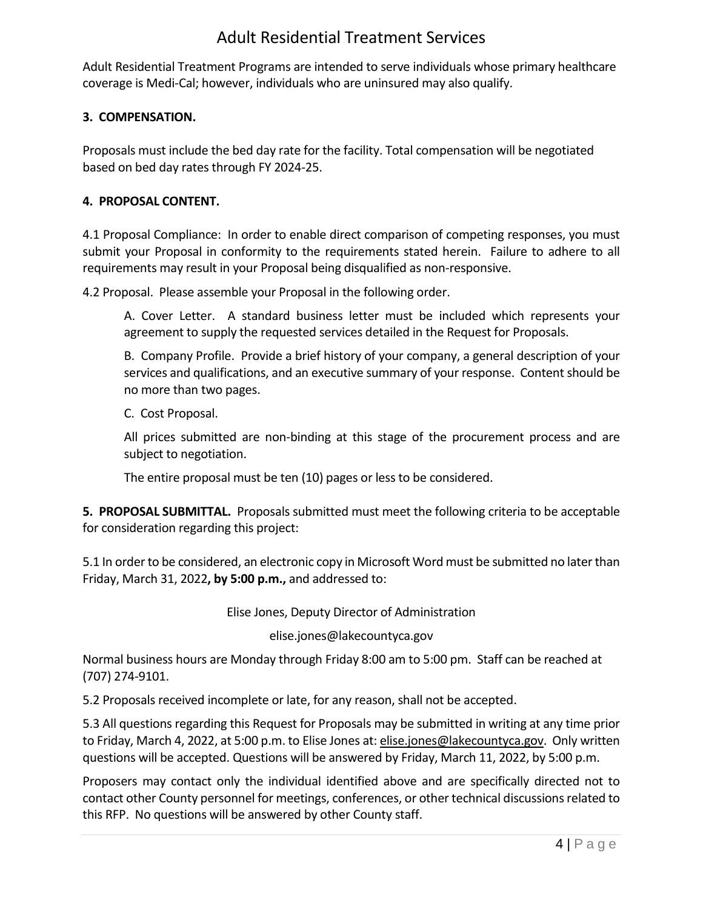Adult Residential Treatment Programs are intended to serve individuals whose primary healthcare coverage is Medi-Cal; however, individuals who are uninsured may also qualify.

**3. COMPENSATION.**

Proposals must include the bed day rate for the facility. Total compensation will be negotiated based on bed day rates through FY 2024-25.

**4. PROPOSAL CONTENT.**

4.1 Proposal Compliance: In order to enable direct comparison of competing responses, you must submit your Proposal in conformity to the requirements stated herein. Failure to adhere to all requirements may result in your Proposal being disqualified as non-responsive.

4.2 Proposal. Please assemble your Proposal in the following order.

A. Cover Letter. A standard business letter must be included which represents your agreement to supply the requested services detailed in the Request for Proposals.

B. Company Profile. Provide a brief history of your company, a general description of your services and qualifications, and an executive summary of your response. Content should be no more than two pages.

C. Cost Proposal.

All prices submitted are non-binding at this stage of the procurement process and are subject to negotiation.

The entire proposal must be ten (10) pages or less to be considered.

**5. PROPOSAL SUBMITTAL.** Proposals submitted must meet the following criteria to be acceptable for consideration regarding this project:

5.1 In order to be considered, an electronic copy in Microsoft Word must be submitted no later than Friday, March 31, 2022**, by 5:00 p.m.,** and addressed to:

Elise Jones, Deputy Director of Administration

elise.jones@lakecountyca.gov

Normal business hours are Monday through Friday 8:00 am to 5:00 pm. Staff can be reached at (707) 274-9101.

5.2 Proposals received incomplete or late, for any reason, shall not be accepted.

5.3 All questions regarding this Request for Proposals may be submitted in writing at any time prior to Friday, March 4, 2022, at 5:00 p.m. to Elise Jones at: elise.jones@lakecountyca.gov. Only written questions will be accepted. Questions will be answered by Friday, March 11, 2022, by 5:00 p.m.

Proposers may contact only the individual identified above and are specifically directed not to contact other County personnel for meetings, conferences, or other technical discussions related to this RFP. No questions will be answered by other County staff.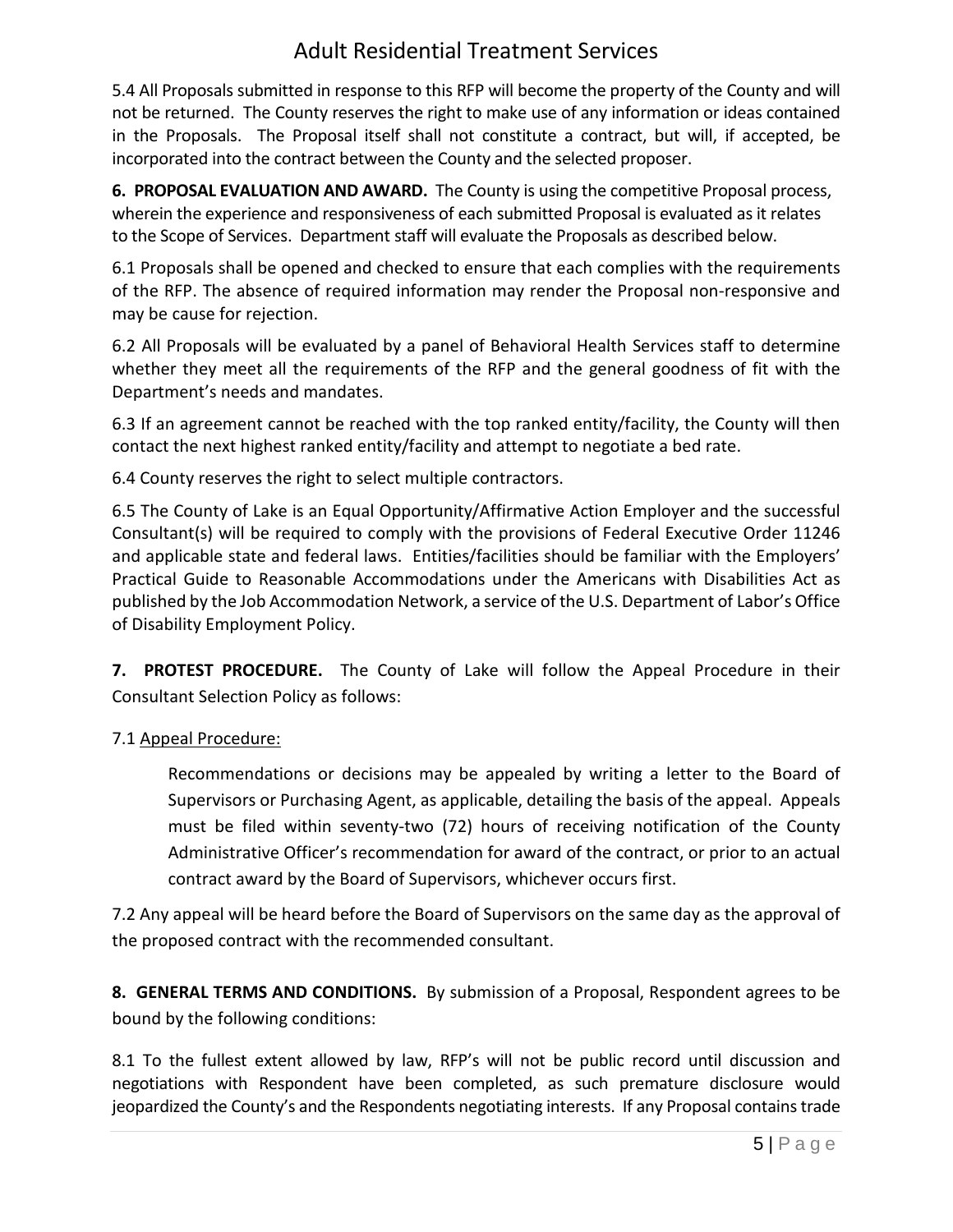5.4 All Proposals submitted in response to this RFP will become the property of the County and will not be returned. The County reserves the right to make use of any information or ideas contained in the Proposals. The Proposal itself shall not constitute a contract, but will, if accepted, be incorporated into the contract between the County and the selected proposer.

**6. PROPOSAL EVALUATION AND AWARD.** The County is using the competitive Proposal process, wherein the experience and responsiveness of each submitted Proposal is evaluated as it relates to the Scope of Services. Department staff will evaluate the Proposals as described below.

6.1 Proposals shall be opened and checked to ensure that each complies with the requirements of the RFP. The absence of required information may render the Proposal non-responsive and may be cause for rejection.

6.2 All Proposals will be evaluated by a panel of Behavioral Health Services staff to determine whether they meet all the requirements of the RFP and the general goodness of fit with the Department's needs and mandates.

6.3 If an agreement cannot be reached with the top ranked entity/facility, the County will then contact the next highest ranked entity/facility and attempt to negotiate a bed rate.

6.4 County reserves the right to select multiple contractors.

6.5 The County of Lake is an Equal Opportunity/Affirmative Action Employer and the successful Consultant(s) will be required to comply with the provisions of Federal Executive Order 11246 and applicable state and federal laws. Entities/facilities should be familiar with the Employers' Practical Guide to Reasonable Accommodations under the Americans with Disabilities Act as published by the Job Accommodation Network, a service of the U.S. Department of Labor's Office of Disability Employment Policy.

**7. PROTEST PROCEDURE.** The County of Lake will follow the Appeal Procedure in their Consultant Selection Policy as follows:

7.1 <u>Appeal Procedure:</u>

> Recommendations or decisions may be appealed by writing a letter to the Board of Supervisors or Purchasing Agent, as applicable, detailing the basis of the appeal. Appeals must be filed within seventy-two (72) hours of receiving notification of the County Administrative Officer's recommendation for award of the contract, or prior to an actual contract award by the Board of Supervisors, whichever occurs first.

7.2 Any appeal will be heard before the Board of Supervisors on the same day as the approval of the proposed contract with the recommended consultant.

**8. GENERAL TERMS AND CONDITIONS.** By submission of a Proposal, Respondent agrees to be bound by the following conditions:

8.1 To the fullest extent allowed by law, RFP's will not be public record until discussion and negotiations with Respondent have been completed, as such premature disclosure would jeopardized the County's and the Respondents negotiating interests. If any Proposal contains trade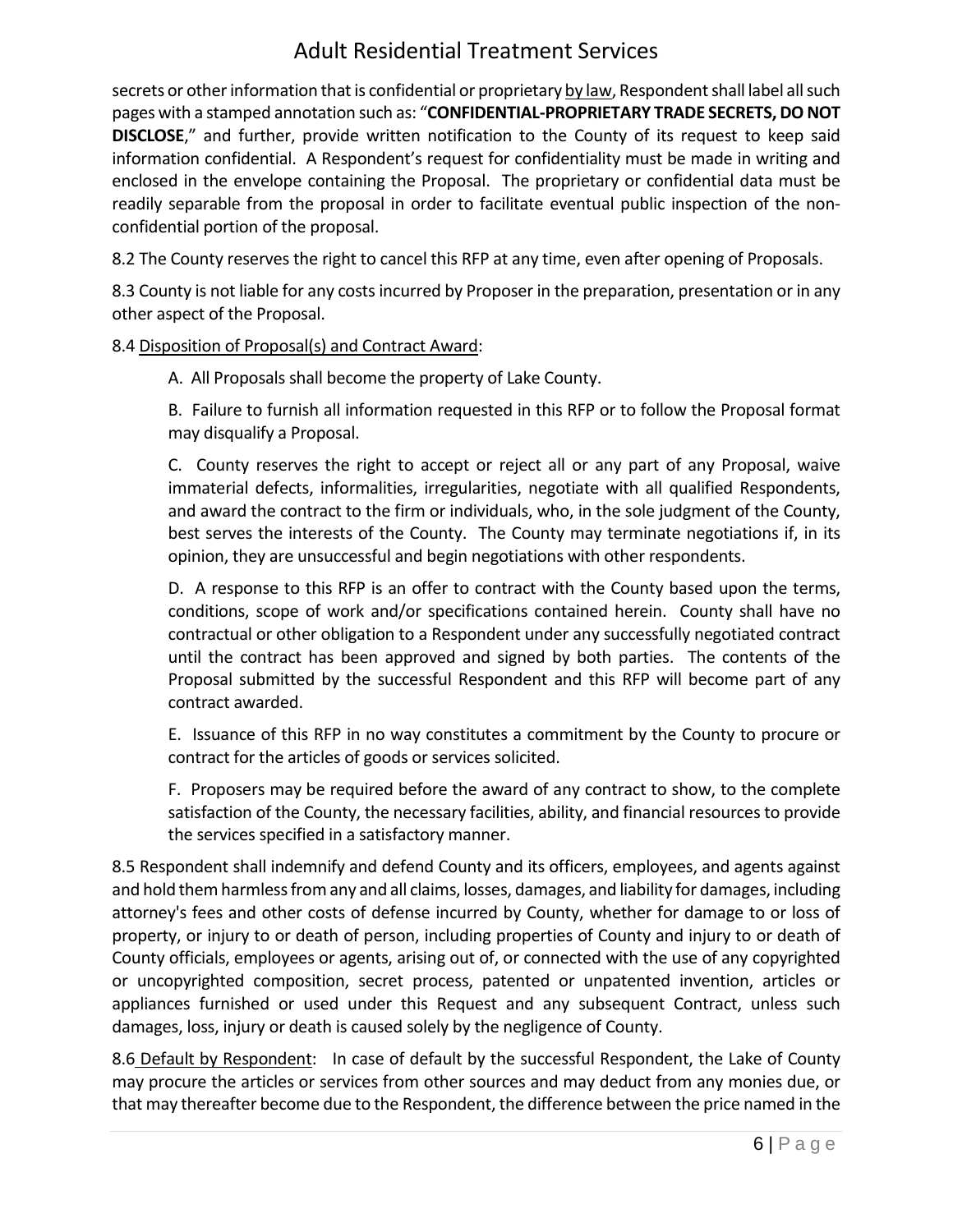secrets or other information that is confidential or proprietary by law, Respondent shall label all such pages with a stamped annotation such as: "**CONFIDENTIAL-PROPRIETARY TRADE SECRETS, DO NOT DISCLOSE**," and further, provide written notification to the County of its request to keep said information confidential. A Respondent's request for confidentiality must be made in writing and enclosed in the envelope containing the Proposal. The proprietary or confidential data must be readily separable from the proposal in order to facilitate eventual public inspection of the non-confidential portion of the proposal.

8.2 The County reserves the right to cancel this RFP at any time, even after opening of Proposals.

8.3 County is not liable for any costs incurred by Proposer in the preparation, presentation or in any other aspect of the Proposal.

8.4 Disposition of Proposal(s) and Contract Award:

A. All Proposals shall become the property of Lake County.

B. Failure to furnish all information requested in this RFP or to follow the Proposal format may disqualify a Proposal.

C. County reserves the right to accept or reject all or any part of any Proposal, waive immaterial defects, informalities, irregularities, negotiate with all qualified Respondents, and award the contract to the firm or individuals, who, in the sole judgment of the County, best serves the interests of the County. The County may terminate negotiations if, in its opinion, they are unsuccessful and begin negotiations with other respondents.

D. A response to this RFP is an offer to contract with the County based upon the terms, conditions, scope of work and/or specifications contained herein. County shall have no contractual or other obligation to a Respondent under any successfully negotiated contract until the contract has been approved and signed by both parties. The contents of the Proposal submitted by the successful Respondent and this RFP will become part of any contract awarded.

E. Issuance of this RFP in no way constitutes a commitment by the County to procure or contract for the articles of goods or services solicited.

F. Proposers may be required before the award of any contract to show, to the complete satisfaction of the County, the necessary facilities, ability, and financial resources to provide the services specified in a satisfactory manner.

8.5 Respondent shall indemnify and defend County and its officers, employees, and agents against and hold them harmless from any and all claims, losses, damages, and liability for damages, including attorney's fees and other costs of defense incurred by County, whether for damage to or loss of property, or injury to or death of person, including properties of County and injury to or death of County officials, employees or agents, arising out of, or connected with the use of any copyrighted or uncopyrighted composition, secret process, patented or unpatented invention, articles or appliances furnished or used under this Request and any subsequent Contract, unless such damages, loss, injury or death is caused solely by the negligence of County.

8.6 Default by Respondent: In case of default by the successful Respondent, the Lake of County may procure the articles or services from other sources and may deduct from any monies due, or that may thereafter become due to the Respondent, the difference between the price named in the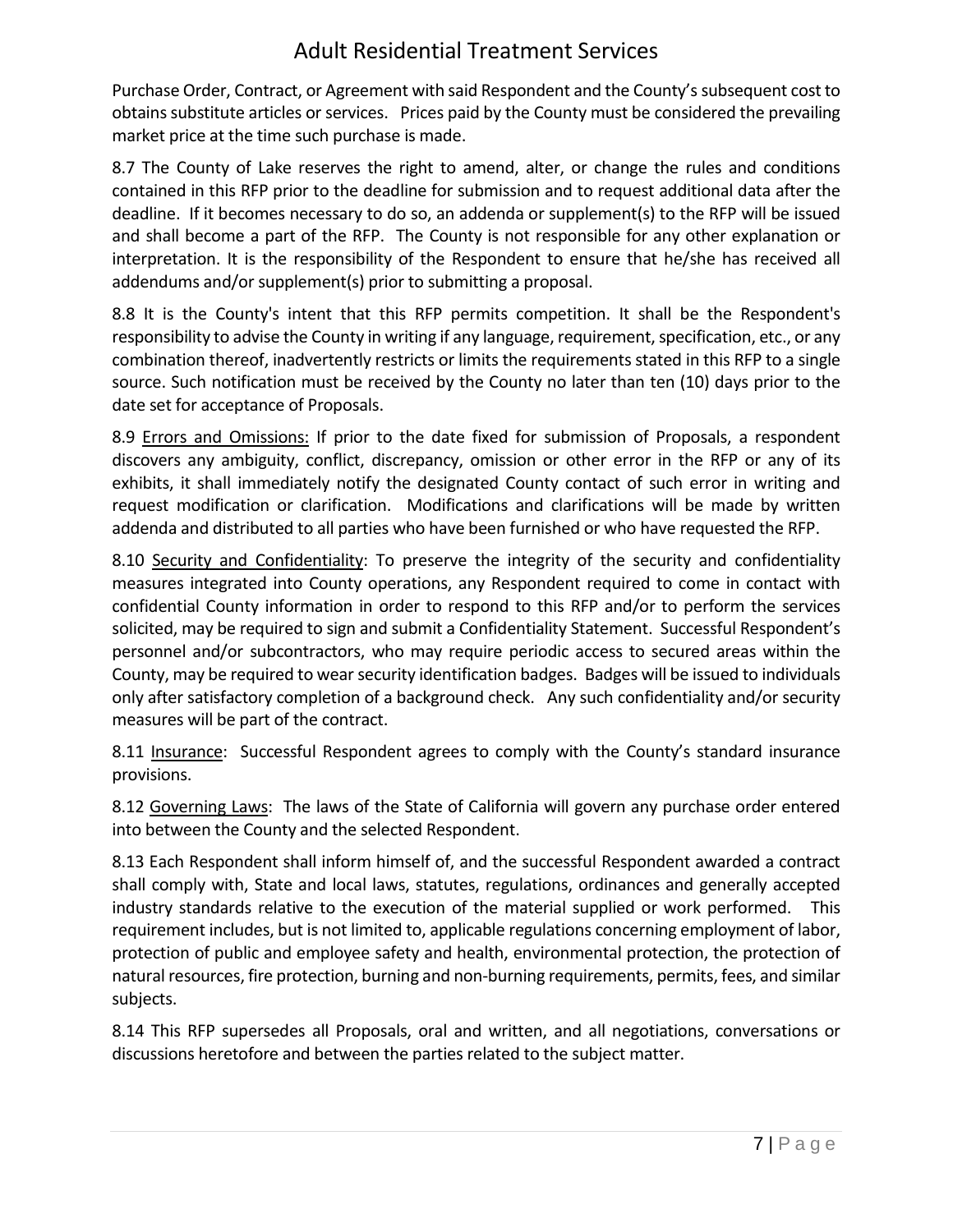Purchase Order, Contract, or Agreement with said Respondent and the County's subsequent cost to obtains substitute articles or services. Prices paid by the County must be considered the prevailing market price at the time such purchase is made.

8.7 The County of Lake reserves the right to amend, alter, or change the rules and conditions contained in this RFP prior to the deadline for submission and to request additional data after the deadline. If it becomes necessary to do so, an addenda or supplement(s) to the RFP will be issued and shall become a part of the RFP. The County is not responsible for any other explanation or interpretation. It is the responsibility of the Respondent to ensure that he/she has received all addendums and/or supplement(s) prior to submitting a proposal.

8.8 It is the County's intent that this RFP permits competition. It shall be the Respondent's responsibility to advise the County in writing if any language, requirement, specification, etc., or any combination thereof, inadvertently restricts or limits the requirements stated in this RFP to a single source. Such notification must be received by the County no later than ten (10) days prior to the date set for acceptance of Proposals.

8.9 Errors and Omissions: If prior to the date fixed for submission of Proposals, a respondent discovers any ambiguity, conflict, discrepancy, omission or other error in the RFP or any of its exhibits, it shall immediately notify the designated County contact of such error in writing and request modification or clarification. Modifications and clarifications will be made by written addenda and distributed to all parties who have been furnished or who have requested the RFP.

8.10 Security and Confidentiality: To preserve the integrity of the security and confidentiality measures integrated into County operations, any Respondent required to come in contact with confidential County information in order to respond to this RFP and/or to perform the services solicited, may be required to sign and submit a Confidentiality Statement. Successful Respondent's personnel and/or subcontractors, who may require periodic access to secured areas within the County, may be required to wear security identification badges. Badges will be issued to individuals only after satisfactory completion of a background check. Any such confidentiality and/or security measures will be part of the contract.

8.11 Insurance: Successful Respondent agrees to comply with the County's standard insurance provisions.

8.12 Governing Laws: The laws of the State of California will govern any purchase order entered into between the County and the selected Respondent.

8.13 Each Respondent shall inform himself of, and the successful Respondent awarded a contract shall comply with, State and local laws, statutes, regulations, ordinances and generally accepted industry standards relative to the execution of the material supplied or work performed. This requirement includes, but is not limited to, applicable regulations concerning employment of labor, protection of public and employee safety and health, environmental protection, the protection of natural resources, fire protection, burning and non-burning requirements, permits, fees, and similar subjects.

8.14 This RFP supersedes all Proposals, oral and written, and all negotiations, conversations or discussions heretofore and between the parties related to the subject matter.